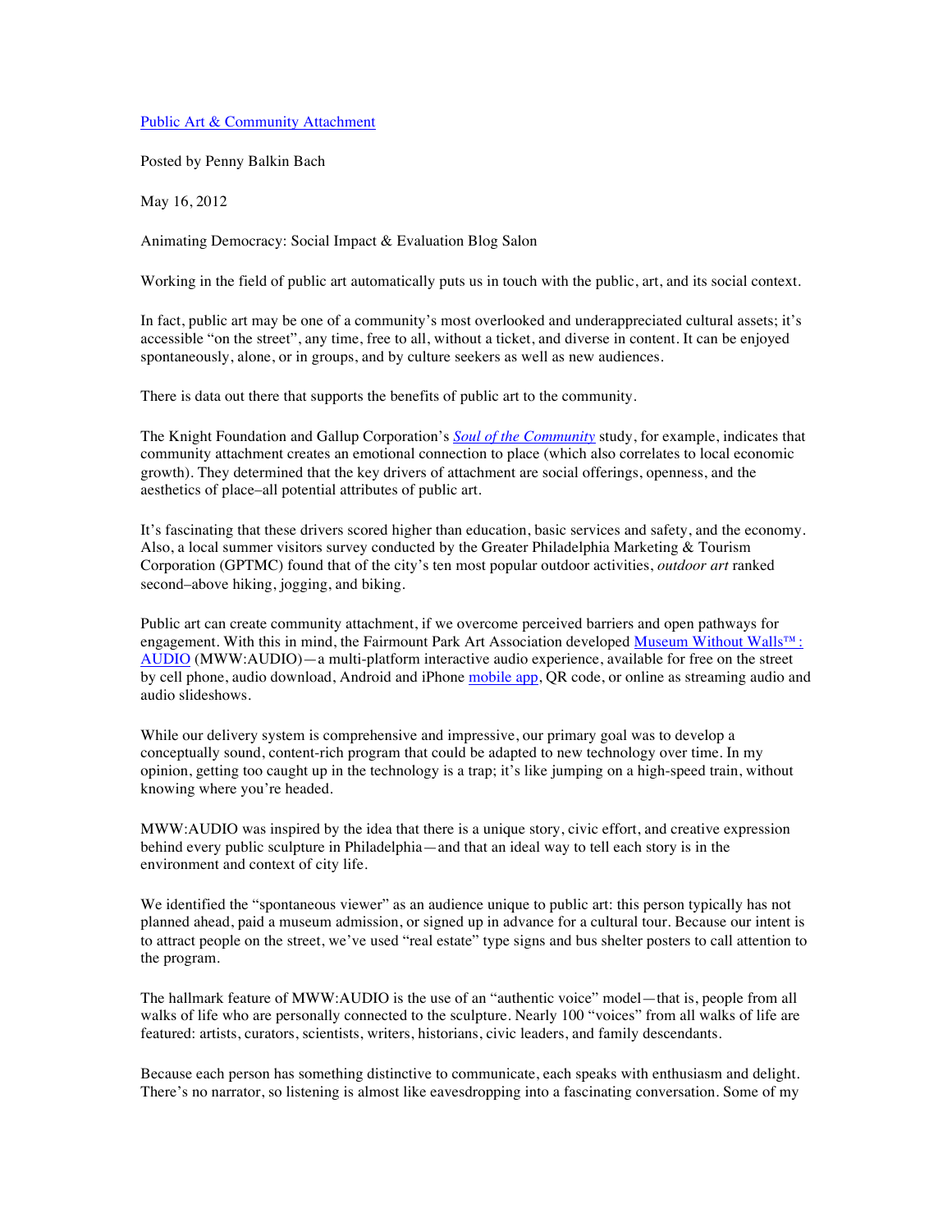[Public Art & Community Attachment]

Posted by Penny Balkin Bach

May 16, 2012

Animating Democracy: Social Impact & Evaluation Blog Salon

Working in the field of public art automatically puts us in touch with the public, art, and its social context.

In fact, public art may be one of a community's most overlooked and underappreciated cultural assets; it's accessible "on the street", any time, free to all, without a ticket, and diverse in content. It can be enjoyed spontaneously, alone, or in groups, and by culture seekers as well as new audiences.

There is data out there that supports the benefits of public art to the community.

The Knight Foundation and Gallup Corporation's *Soul of the Community* study, for example, indicates that community attachment creates an emotional connection to place (which also correlates to local economic growth). They determined that the key drivers of attachment are social offerings, openness, and the aesthetics of place–all potential attributes of public art.

It's fascinating that these drivers scored higher than education, basic services and safety, and the economy. Also, a local summer visitors survey conducted by the Greater Philadelphia Marketing & Tourism Corporation (GPTMC) found that of the city's ten most popular outdoor activities, *outdoor art* ranked second–above hiking, jogging, and biking.

Public art can create community attachment, if we overcome perceived barriers and open pathways for engagement. With this in mind, the Fairmount Park Art Association developed Museum Without Walls™: AUDIO (MWW:AUDIO)—a multi-platform interactive audio experience, available for free on the street by cell phone, audio download, Android and iPhone mobile app, QR code, or online as streaming audio and audio slideshows.

While our delivery system is comprehensive and impressive, our primary goal was to develop a conceptually sound, content-rich program that could be adapted to new technology over time. In my opinion, getting too caught up in the technology is a trap; it's like jumping on a high-speed train, without knowing where you're headed.

MWW:AUDIO was inspired by the idea that there is a unique story, civic effort, and creative expression behind every public sculpture in Philadelphia—and that an ideal way to tell each story is in the environment and context of city life.

We identified the "spontaneous viewer" as an audience unique to public art: this person typically has not planned ahead, paid a museum admission, or signed up in advance for a cultural tour. Because our intent is to attract people on the street, we've used "real estate" type signs and bus shelter posters to call attention to the program.

The hallmark feature of MWW:AUDIO is the use of an "authentic voice" model—that is, people from all walks of life who are personally connected to the sculpture. Nearly 100 "voices" from all walks of life are featured: artists, curators, scientists, writers, historians, civic leaders, and family descendants.

Because each person has something distinctive to communicate, each speaks with enthusiasm and delight. There's no narrator, so listening is almost like eavesdropping into a fascinating conversation. Some of my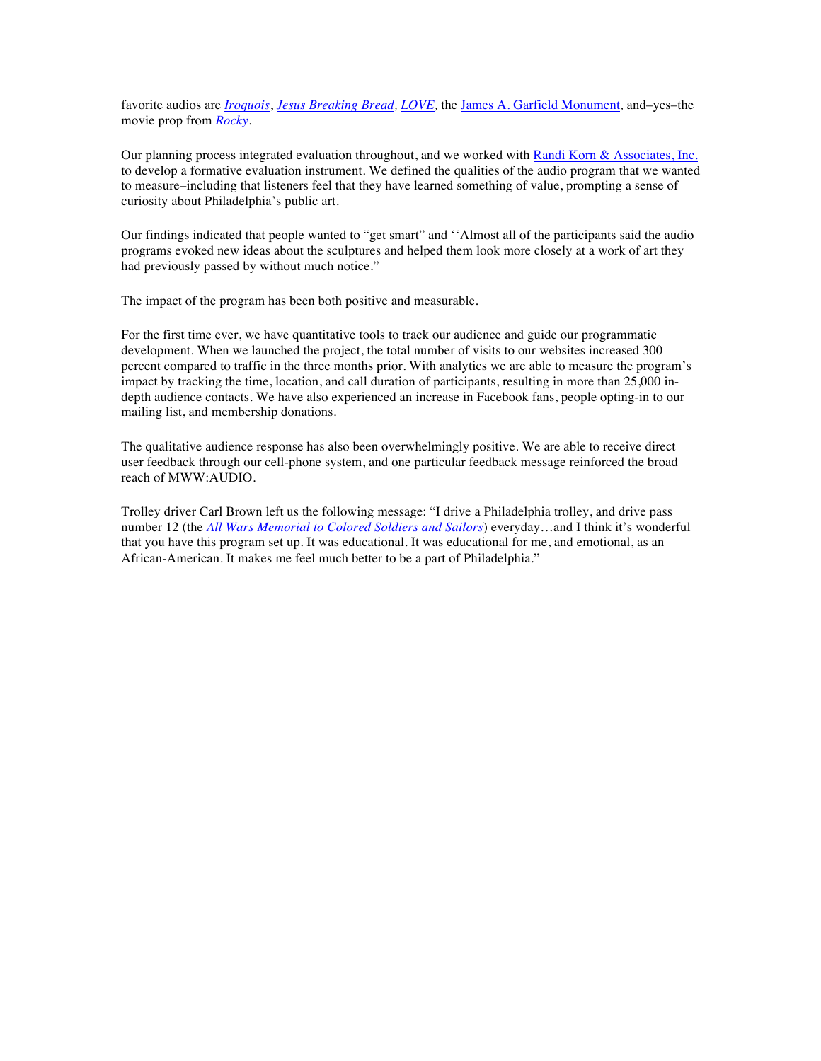favorite audios are *Iroquois*, *Jesus Breaking Bread*, *LOVE*, the James A. Garfield Monument, and–yes–the movie prop from *Rocky*.

Our planning process integrated evaluation throughout, and we worked with Randi Korn & Associates, Inc. to develop a formative evaluation instrument. We defined the qualities of the audio program that we wanted to measure–including that listeners feel that they have learned something of value, prompting a sense of curiosity about Philadelphia's public art.

Our findings indicated that people wanted to "get smart" and ''Almost all of the participants said the audio programs evoked new ideas about the sculptures and helped them look more closely at a work of art they had previously passed by without much notice."

The impact of the program has been both positive and measurable.

For the first time ever, we have quantitative tools to track our audience and guide our programmatic development. When we launched the project, the total number of visits to our websites increased 300 percent compared to traffic in the three months prior. With analytics we are able to measure the program's impact by tracking the time, location, and call duration of participants, resulting in more than 25,000 in-depth audience contacts. We have also experienced an increase in Facebook fans, people opting-in to our mailing list, and membership donations.

The qualitative audience response has also been overwhelmingly positive. We are able to receive direct user feedback through our cell-phone system, and one particular feedback message reinforced the broad reach of MWW:AUDIO.

Trolley driver Carl Brown left us the following message: "I drive a Philadelphia trolley, and drive pass number 12 (the *All Wars Memorial to Colored Soldiers and Sailors*) everyday…and I think it's wonderful that you have this program set up. It was educational. It was educational for me, and emotional, as an African-American. It makes me feel much better to be a part of Philadelphia."